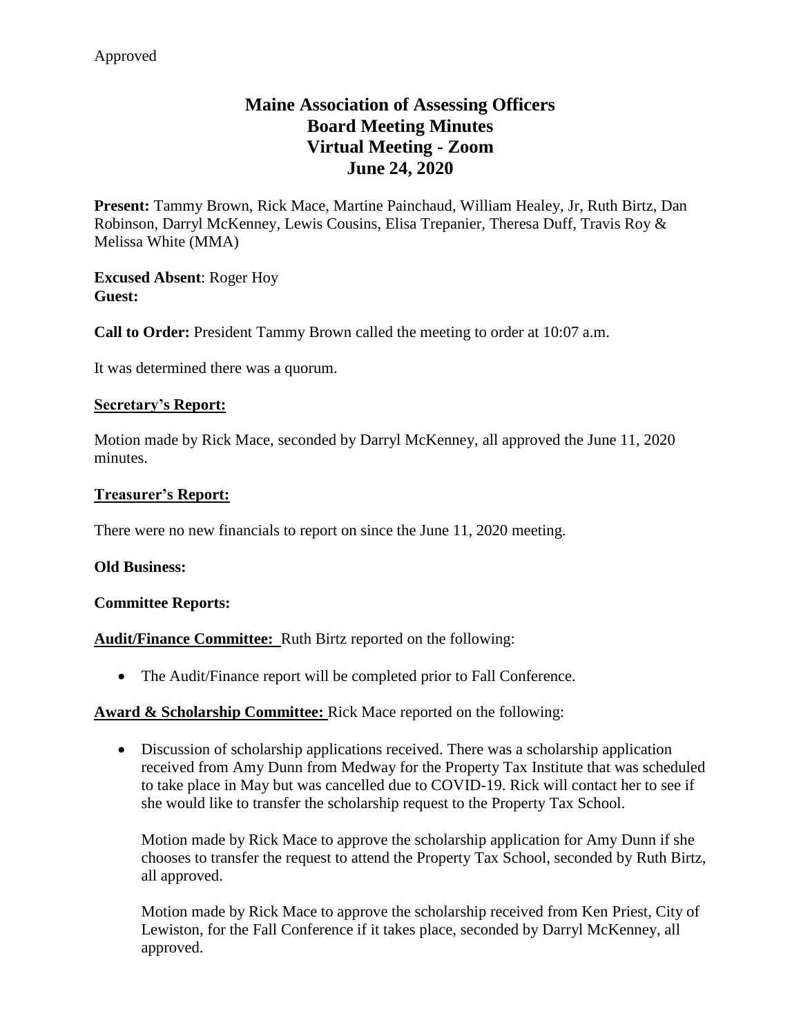Approved

# Maine Association of Assessing Officers
## Board Meeting Minutes
## Virtual Meeting - Zoom
## June 24, 2020

**Present:** Tammy Brown, Rick Mace, Martine Painchaud, William Healey, Jr, Ruth Birtz, Dan Robinson, Darryl McKenney, Lewis Cousins, Elisa Trepanier, Theresa Duff, Travis Roy & Melissa White (MMA)

**Excused Absent**: Roger Hoy
**Guest:**

**Call to Order:** President Tammy Brown called the meeting to order at 10:07 a.m.

It was determined there was a quorum.

**Secretary's Report:**

Motion made by Rick Mace, seconded by Darryl McKenney, all approved the June 11, 2020 minutes.

**Treasurer's Report:**

There were no new financials to report on since the June 11, 2020 meeting.

**Old Business:**

**Committee Reports:**

**Audit/Finance Committee:** Ruth Birtz reported on the following:

- The Audit/Finance report will be completed prior to Fall Conference.

**Award & Scholarship Committee:** Rick Mace reported on the following:

- Discussion of scholarship applications received. There was a scholarship application received from Amy Dunn from Medway for the Property Tax Institute that was scheduled to take place in May but was cancelled due to COVID-19. Rick will contact her to see if she would like to transfer the scholarship request to the Property Tax School.

  Motion made by Rick Mace to approve the scholarship application for Amy Dunn if she chooses to transfer the request to attend the Property Tax School, seconded by Ruth Birtz, all approved.

  Motion made by Rick Mace to approve the scholarship received from Ken Priest, City of Lewiston, for the Fall Conference if it takes place, seconded by Darryl McKenney, all approved.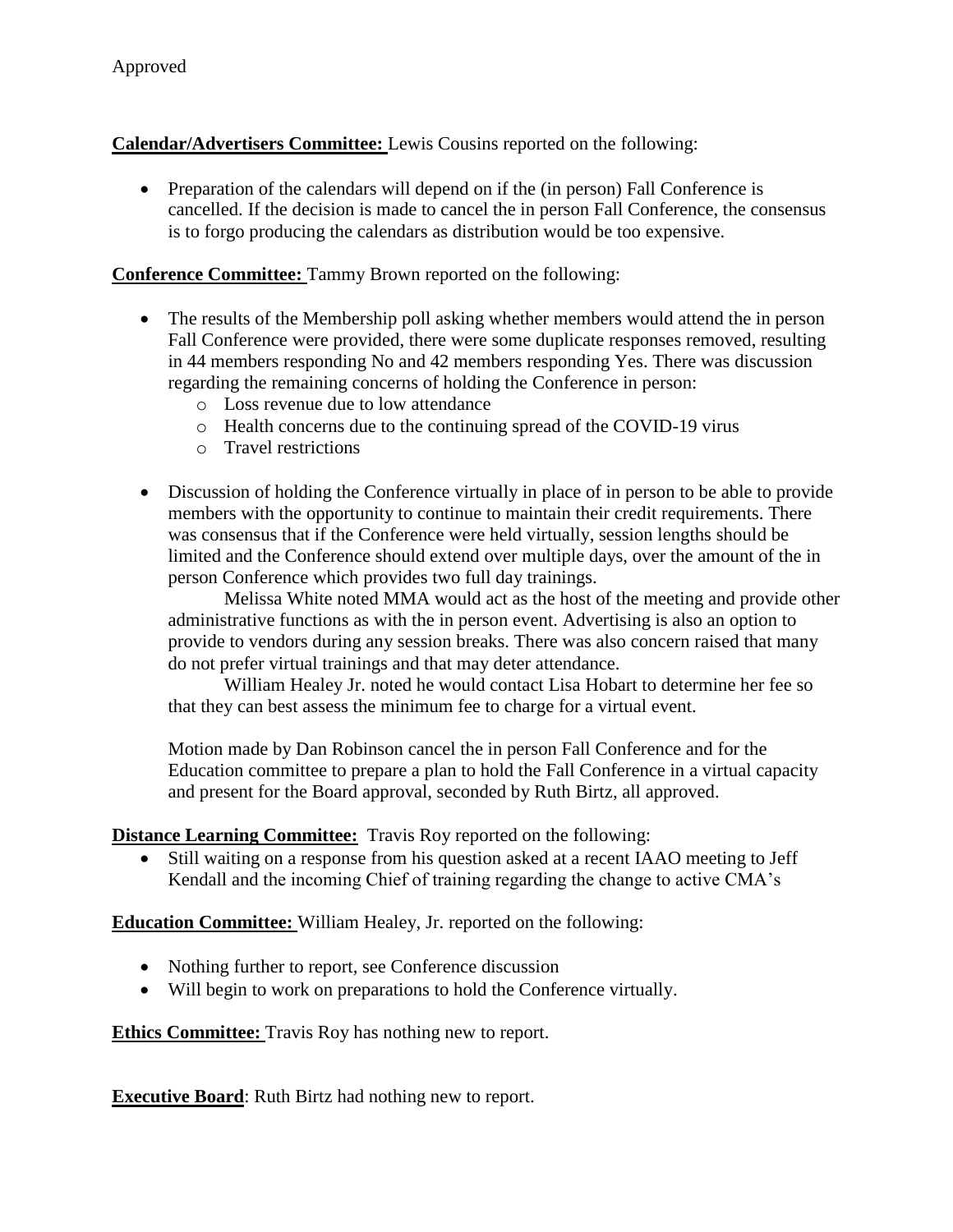Approved

**Calendar/Advertisers Committee:** Lewis Cousins reported on the following:

- Preparation of the calendars will depend on if the (in person) Fall Conference is cancelled. If the decision is made to cancel the in person Fall Conference, the consensus is to forgo producing the calendars as distribution would be too expensive.

**Conference Committee:** Tammy Brown reported on the following:

- The results of the Membership poll asking whether members would attend the in person Fall Conference were provided, there were some duplicate responses removed, resulting in 44 members responding No and 42 members responding Yes. There was discussion regarding the remaining concerns of holding the Conference in person:
  - Loss revenue due to low attendance
  - Health concerns due to the continuing spread of the COVID-19 virus
  - Travel restrictions

- Discussion of holding the Conference virtually in place of in person to be able to provide members with the opportunity to continue to maintain their credit requirements. There was consensus that if the Conference were held virtually, session lengths should be limited and the Conference should extend over multiple days, over the amount of the in person Conference which provides two full day trainings.

  Melissa White noted MMA would act as the host of the meeting and provide other administrative functions as with the in person event. Advertising is also an option to provide to vendors during any session breaks. There was also concern raised that many do not prefer virtual trainings and that may deter attendance.

  William Healey Jr. noted he would contact Lisa Hobart to determine her fee so that they can best assess the minimum fee to charge for a virtual event.

  Motion made by Dan Robinson cancel the in person Fall Conference and for the Education committee to prepare a plan to hold the Fall Conference in a virtual capacity and present for the Board approval, seconded by Ruth Birtz, all approved.

**Distance Learning Committee:** Travis Roy reported on the following:

- Still waiting on a response from his question asked at a recent IAAO meeting to Jeff Kendall and the incoming Chief of training regarding the change to active CMA's

**Education Committee:** William Healey, Jr. reported on the following:

- Nothing further to report, see Conference discussion
- Will begin to work on preparations to hold the Conference virtually.

**Ethics Committee:** Travis Roy has nothing new to report.

**Executive Board**: Ruth Birtz had nothing new to report.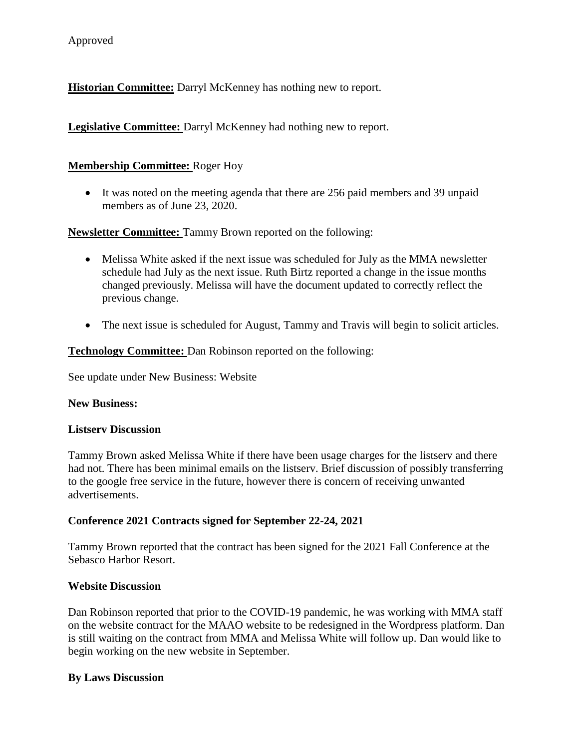Approved

**Historian Committee:** Darryl McKenney has nothing new to report.

**Legislative Committee:** Darryl McKenney had nothing new to report.

**Membership Committee:** Roger Hoy

- It was noted on the meeting agenda that there are 256 paid members and 39 unpaid members as of June 23, 2020.

**Newsletter Committee:** Tammy Brown reported on the following:

- Melissa White asked if the next issue was scheduled for July as the MMA newsletter schedule had July as the next issue. Ruth Birtz reported a change in the issue months changed previously. Melissa will have the document updated to correctly reflect the previous change.

- The next issue is scheduled for August, Tammy and Travis will begin to solicit articles.

**Technology Committee:** Dan Robinson reported on the following:

See update under New Business: Website

**New Business:**

**Listserv Discussion**

Tammy Brown asked Melissa White if there have been usage charges for the listserv and there had not. There has been minimal emails on the listserv. Brief discussion of possibly transferring to the google free service in the future, however there is concern of receiving unwanted advertisements.

**Conference 2021 Contracts signed for September 22-24, 2021**

Tammy Brown reported that the contract has been signed for the 2021 Fall Conference at the Sebasco Harbor Resort.

**Website Discussion**

Dan Robinson reported that prior to the COVID-19 pandemic, he was working with MMA staff on the website contract for the MAAO website to be redesigned in the Wordpress platform. Dan is still waiting on the contract from MMA and Melissa White will follow up. Dan would like to begin working on the new website in September.

**By Laws Discussion**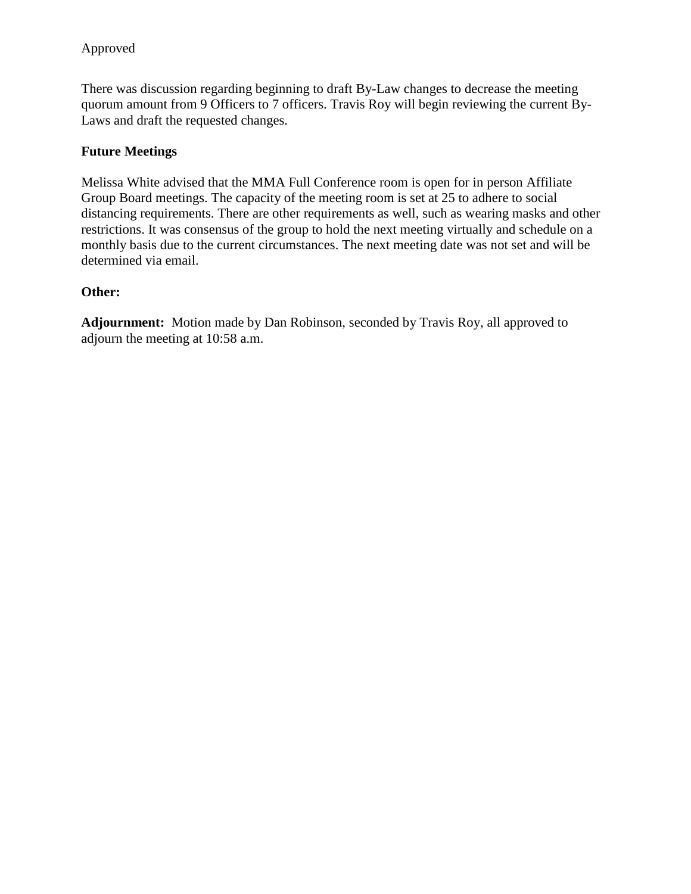Approved

There was discussion regarding beginning to draft By-Law changes to decrease the meeting quorum amount from 9 Officers to 7 officers. Travis Roy will begin reviewing the current By-Laws and draft the requested changes.

**Future Meetings**

Melissa White advised that the MMA Full Conference room is open for in person Affiliate Group Board meetings. The capacity of the meeting room is set at 25 to adhere to social distancing requirements. There are other requirements as well, such as wearing masks and other restrictions. It was consensus of the group to hold the next meeting virtually and schedule on a monthly basis due to the current circumstances. The next meeting date was not set and will be determined via email.

**Other:**

**Adjournment:** Motion made by Dan Robinson, seconded by Travis Roy, all approved to adjourn the meeting at 10:58 a.m.